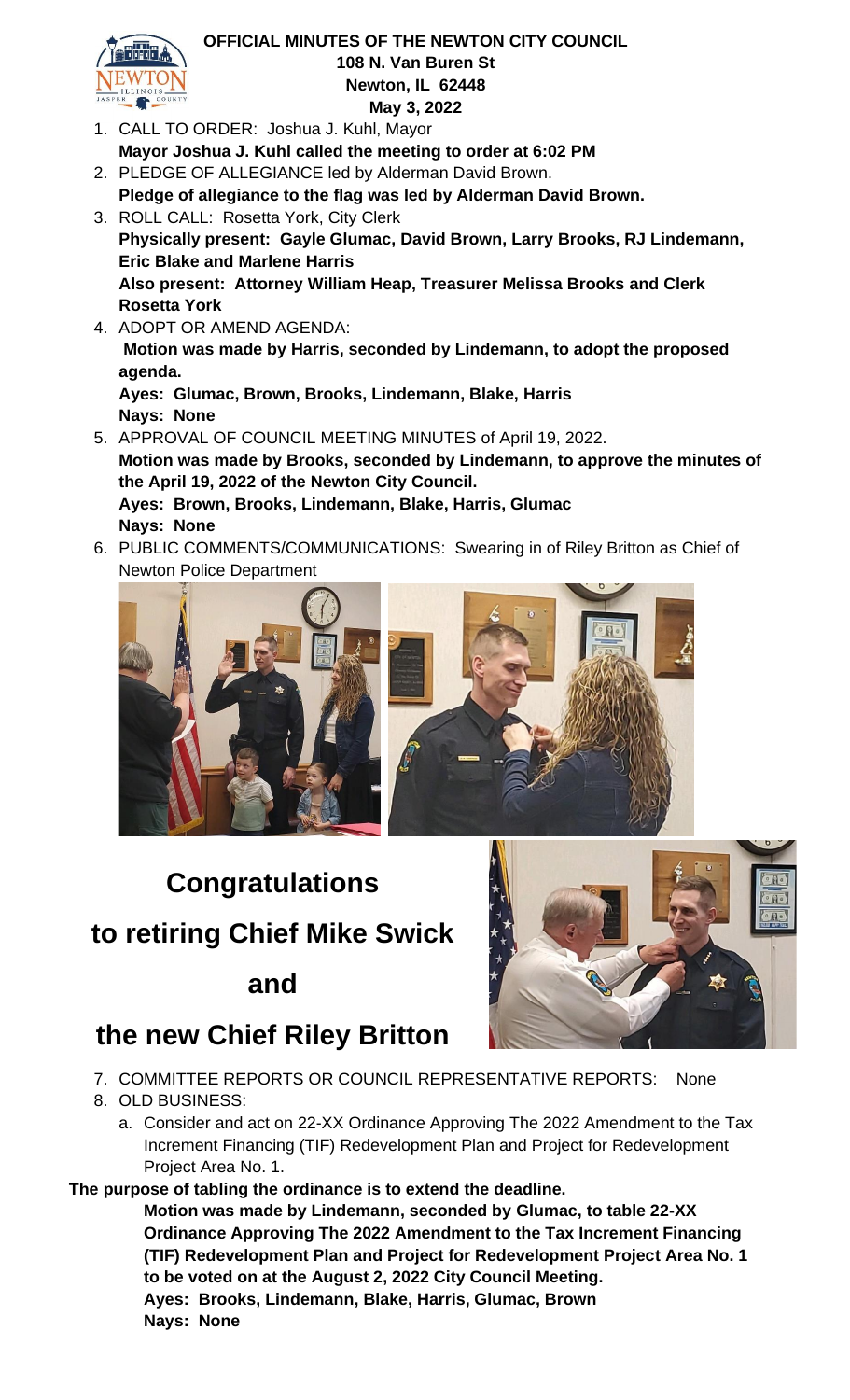**OFFICIAL MINUTES OF THE NEWTON CITY COUNCIL**
**108 N. Van Buren St**
**Newton, IL 62448**
**May 3, 2022**

1. CALL TO ORDER: Joshua J. Kuhl, Mayor
   **Mayor Joshua J. Kuhl called the meeting to order at 6:02 PM**
2. PLEDGE OF ALLEGIANCE led by Alderman David Brown.
   **Pledge of allegiance to the flag was led by Alderman David Brown.**
3. ROLL CALL: Rosetta York, City Clerk
   **Physically present: Gayle Glumac, David Brown, Larry Brooks, RJ Lindemann, Eric Blake and Marlene Harris**
   **Also present: Attorney William Heap, Treasurer Melissa Brooks and Clerk Rosetta York**
4. ADOPT OR AMEND AGENDA:
   **Motion was made by Harris, seconded by Lindemann, to adopt the proposed agenda.**
   **Ayes: Glumac, Brown, Brooks, Lindemann, Blake, Harris**
   **Nays: None**
5. APPROVAL OF COUNCIL MEETING MINUTES of April 19, 2022.
   **Motion was made by Brooks, seconded by Lindemann, to approve the minutes of the April 19, 2022 of the Newton City Council.**
   **Ayes: Brown, Brooks, Lindemann, Blake, Harris, Glumac**
   **Nays: None**
6. PUBLIC COMMENTS/COMMUNICATIONS: Swearing in of Riley Britton as Chief of Newton Police Department

**Congratulations**

**to retiring Chief Mike Swick**

**and**

**the new Chief Riley Britton**

7. COMMITTEE REPORTS OR COUNCIL REPRESENTATIVE REPORTS: None
8. OLD BUSINESS:
   a. Consider and act on 22-XX Ordinance Approving The 2022 Amendment to the Tax Increment Financing (TIF) Redevelopment Plan and Project for Redevelopment Project Area No. 1.

**The purpose of tabling the ordinance is to extend the deadline.**

**Motion was made by Lindemann, seconded by Glumac, to table 22-XX Ordinance Approving The 2022 Amendment to the Tax Increment Financing (TIF) Redevelopment Plan and Project for Redevelopment Project Area No. 1 to be voted on at the August 2, 2022 City Council Meeting.**
**Ayes: Brooks, Lindemann, Blake, Harris, Glumac, Brown**
**Nays: None**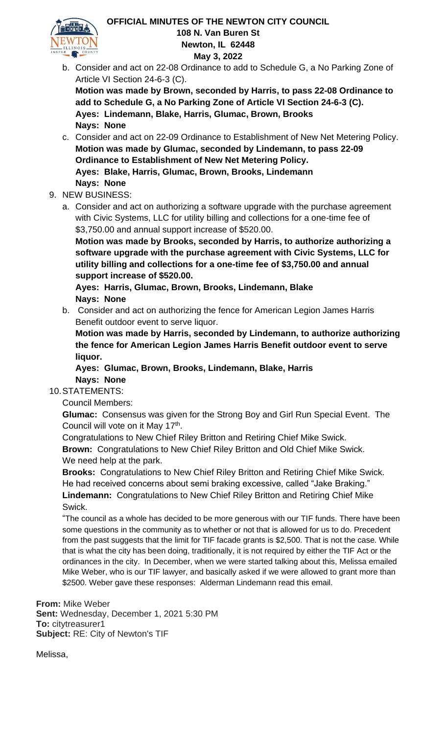b. Consider and act on 22-08 Ordinance to add to Schedule G, a No Parking Zone of Article VI Section 24-6-3 (C).
   **Motion was made by Brown, seconded by Harris, to pass 22-08 Ordinance to add to Schedule G, a No Parking Zone of Article VI Section 24-6-3 (C).**
   **Ayes: Lindemann, Blake, Harris, Glumac, Brown, Brooks**
   **Nays: None**

c. Consider and act on 22-09 Ordinance to Establishment of New Net Metering Policy.
   **Motion was made by Glumac, seconded by Lindemann, to pass 22-09 Ordinance to Establishment of New Net Metering Policy.**
   **Ayes: Blake, Harris, Glumac, Brown, Brooks, Lindemann**
   **Nays: None**

9. NEW BUSINESS:

   a. Consider and act on authorizing a software upgrade with the purchase agreement with Civic Systems, LLC for utility billing and collections for a one-time fee of $3,750.00 and annual support increase of $520.00.
   **Motion was made by Brooks, seconded by Harris, to authorize authorizing a software upgrade with the purchase agreement with Civic Systems, LLC for utility billing and collections for a one-time fee of $3,750.00 and annual support increase of $520.00.**
   **Ayes: Harris, Glumac, Brown, Brooks, Lindemann, Blake**
   **Nays: None**

   b. Consider and act on authorizing the fence for American Legion James Harris Benefit outdoor event to serve liquor.
   **Motion was made by Harris, seconded by Lindemann, to authorize authorizing the fence for American Legion James Harris Benefit outdoor event to serve liquor.**
   **Ayes: Glumac, Brown, Brooks, Lindemann, Blake, Harris**
   **Nays: None**

10. STATEMENTS:

Council Members:

**Glumac:** Consensus was given for the Strong Boy and Girl Run Special Event. The Council will vote on it May 17th.
Congratulations to New Chief Riley Britton and Retiring Chief Mike Swick.

**Brown:** Congratulations to New Chief Riley Britton and Old Chief Mike Swick.
We need help at the park.

**Brooks:** Congratulations to New Chief Riley Britton and Retiring Chief Mike Swick.
He had received concerns about semi braking excessive, called "Jake Braking."

**Lindemann:** Congratulations to New Chief Riley Britton and Retiring Chief Mike Swick.

"The council as a whole has decided to be more generous with our TIF funds. There have been some questions in the community as to whether or not that is allowed for us to do. Precedent from the past suggests that the limit for TIF facade grants is $2,500. That is not the case. While that is what the city has been doing, traditionally, it is not required by either the TIF Act or the ordinances in the city. In December, when we were started talking about this, Melissa emailed Mike Weber, who is our TIF lawyer, and basically asked if we were allowed to grant more than $2500. Weber gave these responses: Alderman Lindemann read this email.

**From:** Mike Weber
**Sent:** Wednesday, December 1, 2021 5:30 PM
**To:** citytreasurer1
**Subject:** RE: City of Newton's TIF

Melissa,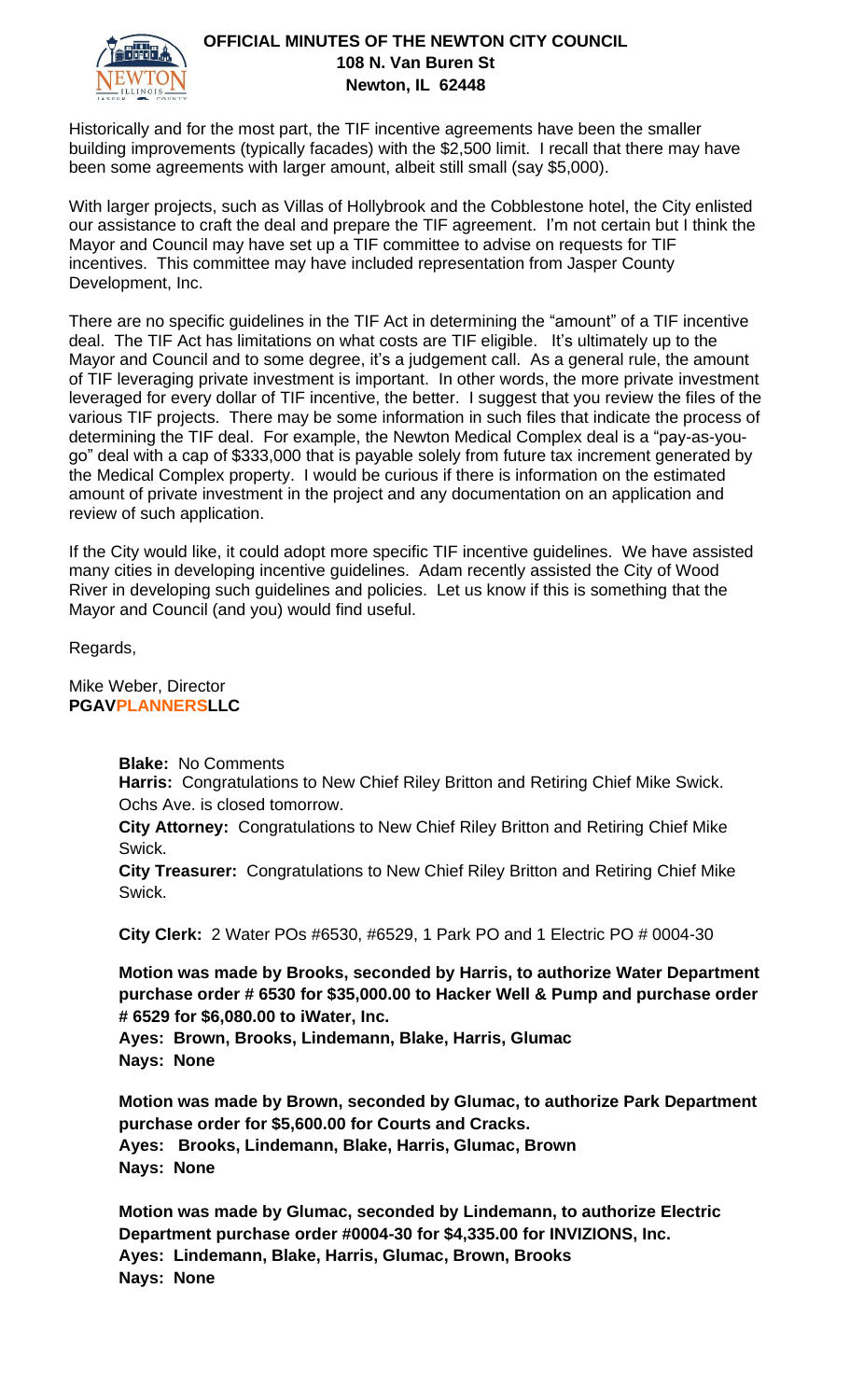Historically and for the most part, the TIF incentive agreements have been the smaller building improvements (typically facades) with the $2,500 limit. I recall that there may have been some agreements with larger amount, albeit still small (say $5,000).

With larger projects, such as Villas of Hollybrook and the Cobblestone hotel, the City enlisted our assistance to craft the deal and prepare the TIF agreement. I'm not certain but I think the Mayor and Council may have set up a TIF committee to advise on requests for TIF incentives. This committee may have included representation from Jasper County Development, Inc.

There are no specific guidelines in the TIF Act in determining the "amount" of a TIF incentive deal. The TIF Act has limitations on what costs are TIF eligible. It's ultimately up to the Mayor and Council and to some degree, it's a judgement call. As a general rule, the amount of TIF leveraging private investment is important. In other words, the more private investment leveraged for every dollar of TIF incentive, the better. I suggest that you review the files of the various TIF projects. There may be some information in such files that indicate the process of determining the TIF deal. For example, the Newton Medical Complex deal is a "pay-as-you-go" deal with a cap of $333,000 that is payable solely from future tax increment generated by the Medical Complex property. I would be curious if there is information on the estimated amount of private investment in the project and any documentation on an application and review of such application.

If the City would like, it could adopt more specific TIF incentive guidelines. We have assisted many cities in developing incentive guidelines. Adam recently assisted the City of Wood River in developing such guidelines and policies. Let us know if this is something that the Mayor and Council (and you) would find useful.

Regards,

Mike Weber, Director
**PGAVPLANNERSLLC**

**Blake:** No Comments
**Harris:** Congratulations to New Chief Riley Britton and Retiring Chief Mike Swick. Ochs Ave. is closed tomorrow.
**City Attorney:** Congratulations to New Chief Riley Britton and Retiring Chief Mike Swick.
**City Treasurer:** Congratulations to New Chief Riley Britton and Retiring Chief Mike Swick.

**City Clerk:** 2 Water POs #6530, #6529, 1 Park PO and 1 Electric PO # 0004-30

**Motion was made by Brooks, seconded by Harris, to authorize Water Department purchase order # 6530 for $35,000.00 to Hacker Well & Pump and purchase order # 6529 for $6,080.00 to iWater, Inc.**
**Ayes: Brown, Brooks, Lindemann, Blake, Harris, Glumac**
**Nays: None**

**Motion was made by Brown, seconded by Glumac, to authorize Park Department purchase order for $5,600.00 for Courts and Cracks.**
**Ayes: Brooks, Lindemann, Blake, Harris, Glumac, Brown**
**Nays: None**

**Motion was made by Glumac, seconded by Lindemann, to authorize Electric Department purchase order #0004-30 for $4,335.00 for INVIZIONS, Inc.**
**Ayes: Lindemann, Blake, Harris, Glumac, Brown, Brooks**
**Nays: None**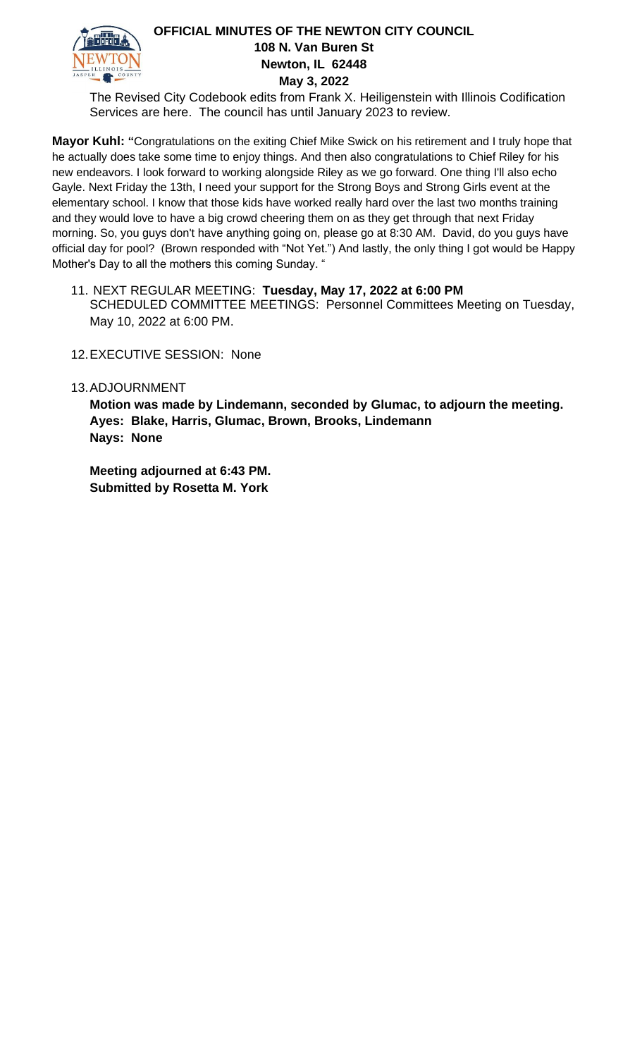The Revised City Codebook edits from Frank X. Heiligenstein with Illinois Codification Services are here. The council has until January 2023 to review.

**Mayor Kuhl: "**Congratulations on the exiting Chief Mike Swick on his retirement and I truly hope that he actually does take some time to enjoy things. And then also congratulations to Chief Riley for his new endeavors. I look forward to working alongside Riley as we go forward. One thing I'll also echo Gayle. Next Friday the 13th, I need your support for the Strong Boys and Strong Girls event at the elementary school. I know that those kids have worked really hard over the last two months training and they would love to have a big crowd cheering them on as they get through that next Friday morning. So, you guys don't have anything going on, please go at 8:30 AM. David, do you guys have official day for pool? (Brown responded with "Not Yet.") And lastly, the only thing I got would be Happy Mother's Day to all the mothers this coming Sunday. "

11. NEXT REGULAR MEETING: **Tuesday, May 17, 2022 at 6:00 PM**
    SCHEDULED COMMITTEE MEETINGS: Personnel Committees Meeting on Tuesday, May 10, 2022 at 6:00 PM.

12. EXECUTIVE SESSION: None

13. ADJOURNMENT

    **Motion was made by Lindemann, seconded by Glumac, to adjourn the meeting.**
    **Ayes: Blake, Harris, Glumac, Brown, Brooks, Lindemann**
    **Nays: None**

    **Meeting adjourned at 6:43 PM.**
    **Submitted by Rosetta M. York**